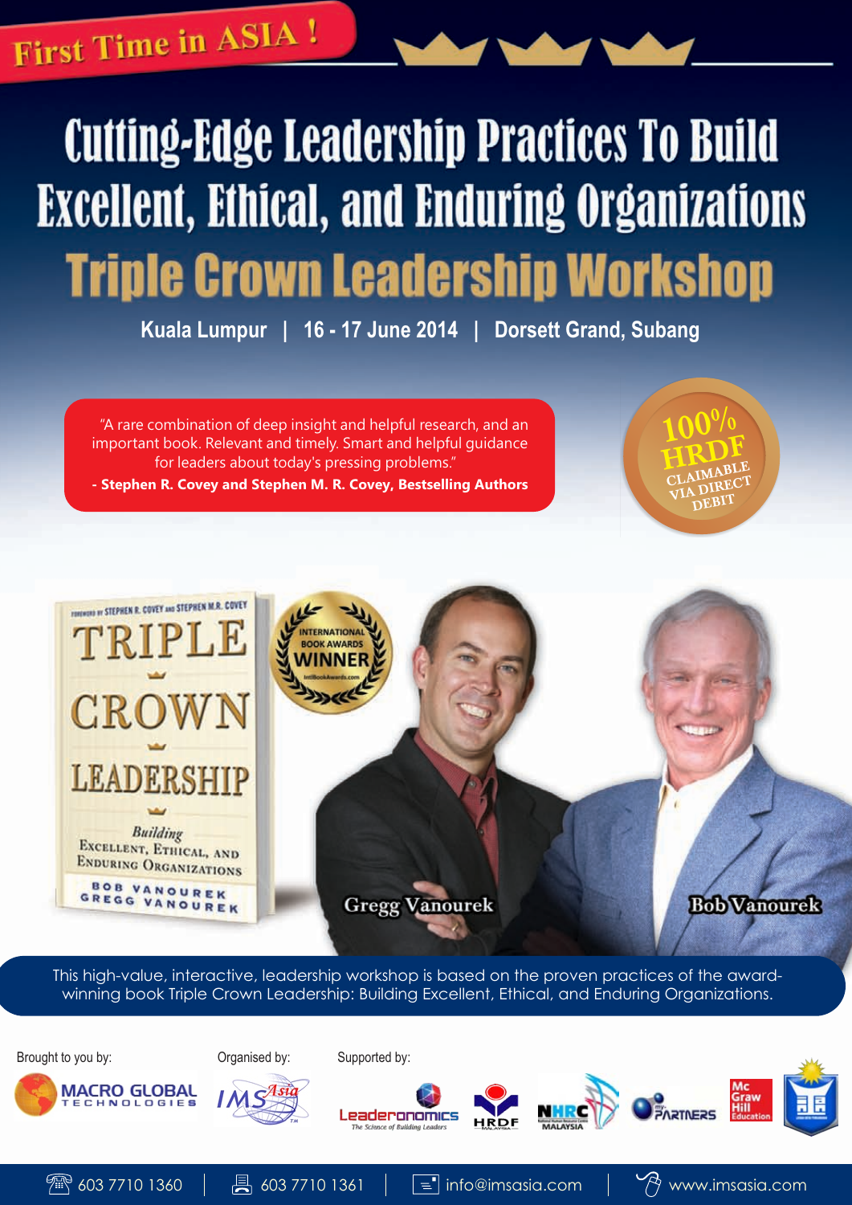First Time in ASIA !

# Cutting-Edge Leadership Practices To Build Excellent, Ethical, and Enduring Organizations

# Triple Crown Leadership Workshop

**Kuala Lumpur | 16 - 17 June 2014 | Dorsett Grand, Subang**

"A rare combination of deep insight and helpful research, and an important book. Relevant and timely. Smart and helpful guidance for leaders about today's pressing problems."
**- Stephen R. Covey and Stephen M. R. Covey, Bestselling Authors**

100% HRDF CLAIMABLE VIA DIRECT DEBIT

Gregg Vanourek

Bob Vanourek

This high-value, interactive, leadership workshop is based on the proven practices of the award-winning book Triple Crown Leadership: Building Excellent, Ethical, and Enduring Organizations.

Brought to you by: Macro Global Technologies

Organised by: IMS Asia

Supported by: Leaderonomics, HRDF Malaysia, NHRC Malaysia, my-Partners, McGraw Hill Education

603 7710 1360 | 603 7710 1361 | info@imsasia.com | www.imsasia.com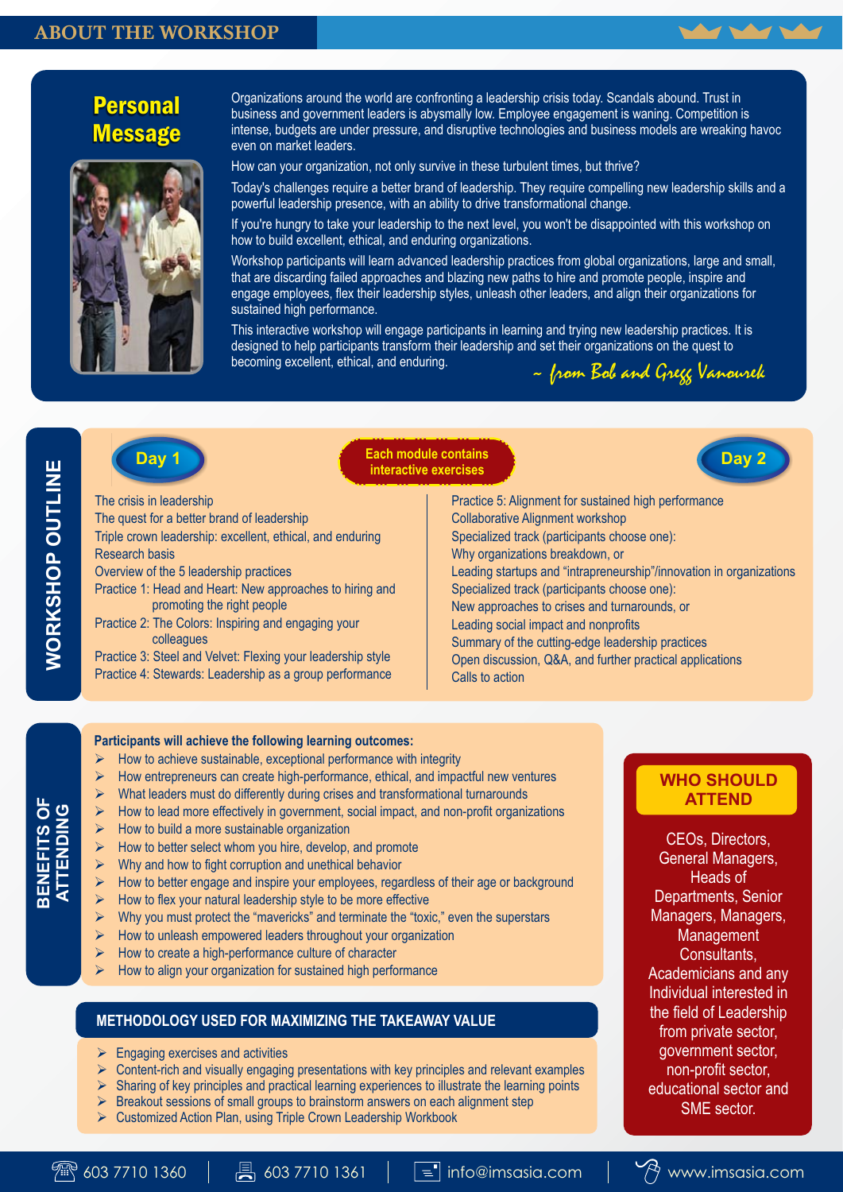# ABOUT THE WORKSHOP

## Personal Message

Organizations around the world are confronting a leadership crisis today. Scandals abound. Trust in business and government leaders is abysmally low. Employee engagement is waning. Competition is intense, budgets are under pressure, and disruptive technologies and business models are wreaking havoc even on market leaders.

How can your organization, not only survive in these turbulent times, but thrive?

Today's challenges require a better brand of leadership. They require compelling new leadership skills and a powerful leadership presence, with an ability to drive transformational change.

If you're hungry to take your leadership to the next level, you won't be disappointed with this workshop on how to build excellent, ethical, and enduring organizations.

Workshop participants will learn advanced leadership practices from global organizations, large and small, that are discarding failed approaches and blazing new paths to hire and promote people, inspire and engage employees, flex their leadership styles, unleash other leaders, and align their organizations for sustained high performance.

This interactive workshop will engage participants in learning and trying new leadership practices. It is designed to help participants transform their leadership and set their organizations on the quest to becoming excellent, ethical, and enduring.

*~ from Bob and Gregg Vanourek*

## WORKSHOP OUTLINE

**Each module contains interactive exercises**

### Day 1

- The crisis in leadership
- The quest for a better brand of leadership
- Triple crown leadership: excellent, ethical, and enduring
- Research basis
- Overview of the 5 leadership practices
- Practice 1: Head and Heart: New approaches to hiring and promoting the right people
- Practice 2: The Colors: Inspiring and engaging your colleagues
- Practice 3: Steel and Velvet: Flexing your leadership style
- Practice 4: Stewards: Leadership as a group performance

### Day 2

- Practice 5: Alignment for sustained high performance
- Collaborative Alignment workshop
- Specialized track (participants choose one):
- Why organizations breakdown, or
- Leading startups and "intrapreneurship"/innovation in organizations
- Specialized track (participants choose one):
- New approaches to crises and turnarounds, or
- Leading social impact and nonprofits
- Summary of the cutting-edge leadership practices
- Open discussion, Q&A, and further practical applications
- Calls to action

## BENEFITS OF ATTENDING

**Participants will achieve the following learning outcomes:**

- How to achieve sustainable, exceptional performance with integrity
- How entrepreneurs can create high-performance, ethical, and impactful new ventures
- What leaders must do differently during crises and transformational turnarounds
- How to lead more effectively in government, social impact, and non-profit organizations
- How to build a more sustainable organization
- How to better select whom you hire, develop, and promote
- Why and how to fight corruption and unethical behavior
- How to better engage and inspire your employees, regardless of their age or background
- How to flex your natural leadership style to be more effective
- Why you must protect the "mavericks" and terminate the "toxic," even the superstars
- How to unleash empowered leaders throughout your organization
- How to create a high-performance culture of character
- How to align your organization for sustained high performance

## METHODOLOGY USED FOR MAXIMIZING THE TAKEAWAY VALUE

- Engaging exercises and activities
- Content-rich and visually engaging presentations with key principles and relevant examples
- Sharing of key principles and practical learning experiences to illustrate the learning points
- Breakout sessions of small groups to brainstorm answers on each alignment step
- Customized Action Plan, using Triple Crown Leadership Workbook

## WHO SHOULD ATTEND

CEOs, Directors, General Managers, Heads of Departments, Senior Managers, Managers, Management Consultants, Academicians and any Individual interested in the field of Leadership from private sector, government sector, non-profit sector, educational sector and SME sector.

603 7710 1360 | 603 7710 1361 | info@imsasia.com | www.imsasia.com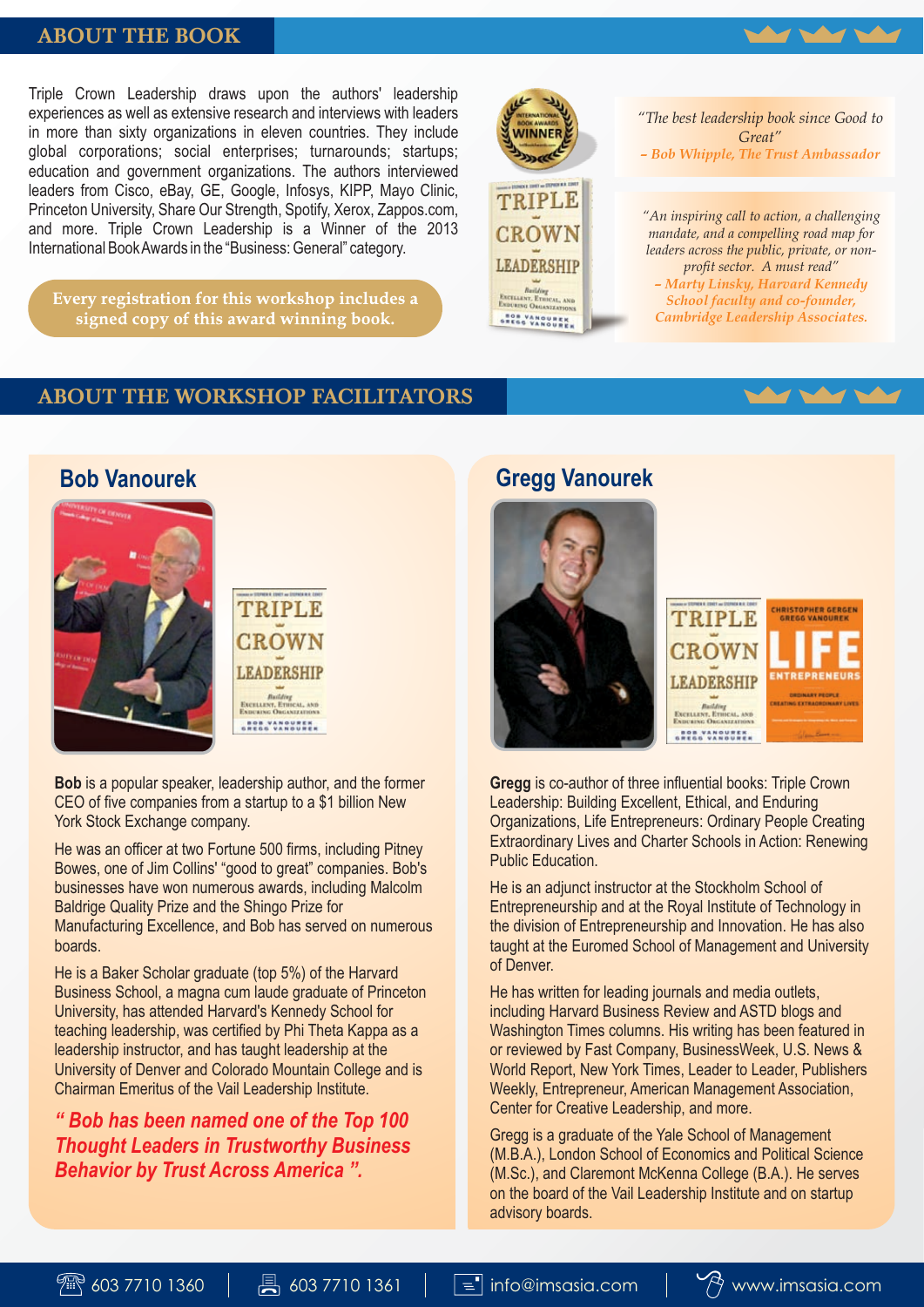## ABOUT THE BOOK

Triple Crown Leadership draws upon the authors' leadership experiences as well as extensive research and interviews with leaders in more than sixty organizations in eleven countries. They include global corporations; social enterprises; turnarounds; startups; education and government organizations. The authors interviewed leaders from Cisco, eBay, GE, Google, Infosys, KIPP, Mayo Clinic, Princeton University, Share Our Strength, Spotify, Xerox, Zappos.com, and more. Triple Crown Leadership is a Winner of the 2013 International Book Awards in the "Business: General" category.

**Every registration for this workshop includes a signed copy of this award winning book.**

*"The best leadership book since Good to Great"*
*– Bob Whipple, The Trust Ambassador*

*"An inspiring call to action, a challenging mandate, and a compelling road map for leaders across the public, private, or non-profit sector. A must read"*
*– Marty Linsky, Harvard Kennedy School faculty and co-founder, Cambridge Leadership Associates.*

## ABOUT THE WORKSHOP FACILITATORS

### Bob Vanourek

**Bob** is a popular speaker, leadership author, and the former CEO of five companies from a startup to a $1 billion New York Stock Exchange company.

He was an officer at two Fortune 500 firms, including Pitney Bowes, one of Jim Collins' "good to great" companies. Bob's businesses have won numerous awards, including Malcolm Baldrige Quality Prize and the Shingo Prize for Manufacturing Excellence, and Bob has served on numerous boards.

He is a Baker Scholar graduate (top 5%) of the Harvard Business School, a magna cum laude graduate of Princeton University, has attended Harvard's Kennedy School for teaching leadership, was certified by Phi Theta Kappa as a leadership instructor, and has taught leadership at the University of Denver and Colorado Mountain College and is Chairman Emeritus of the Vail Leadership Institute.

***" Bob has been named one of the Top 100 Thought Leaders in Trustworthy Business Behavior by Trust Across America ".***

### Gregg Vanourek

**Gregg** is co-author of three influential books: Triple Crown Leadership: Building Excellent, Ethical, and Enduring Organizations, Life Entrepreneurs: Ordinary People Creating Extraordinary Lives and Charter Schools in Action: Renewing Public Education.

He is an adjunct instructor at the Stockholm School of Entrepreneurship and at the Royal Institute of Technology in the division of Entrepreneurship and Innovation. He has also taught at the Euromed School of Management and University of Denver.

He has written for leading journals and media outlets, including Harvard Business Review and ASTD blogs and Washington Times columns. His writing has been featured in or reviewed by Fast Company, BusinessWeek, U.S. News & World Report, New York Times, Leader to Leader, Publishers Weekly, Entrepreneur, American Management Association, Center for Creative Leadership, and more.

Gregg is a graduate of the Yale School of Management (M.B.A.), London School of Economics and Political Science (M.Sc.), and Claremont McKenna College (B.A.). He serves on the board of the Vail Leadership Institute and on startup advisory boards.

603 7710 1360 | 603 7710 1361 | info@imsasia.com | www.imsasia.com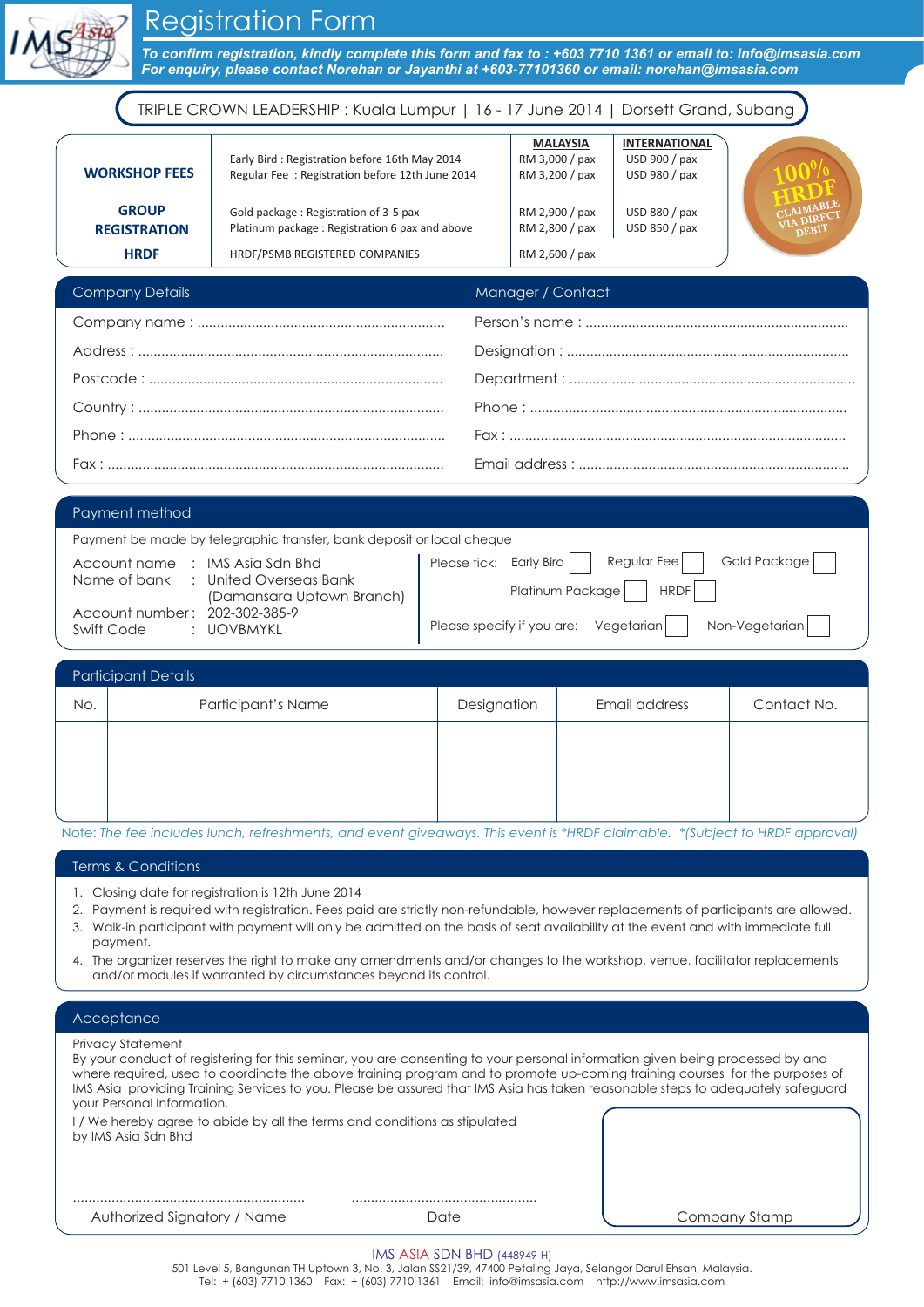# Registration Form

***To confirm registration, kindly complete this form and fax to : +603 7710 1361 or email to: info@imsasia.com***
***For enquiry, please contact Norehan or Jayanthi at +603-77101360 or email: norehan@imsasia.com***

TRIPLE CROWN LEADERSHIP : Kuala Lumpur | 16 - 17 June 2014 | Dorsett Grand, Subang

| | | MALAYSIA | INTERNATIONAL |
|---|---|---|---|
| **WORKSHOP FEES** | Early Bird : Registration before 16th May 2014<br>Regular Fee : Registration before 12th June 2014 | RM 3,000 / pax<br>RM 3,200 / pax | USD 900 / pax<br>USD 980 / pax |
| **GROUP REGISTRATION** | Gold package : Registration of 3-5 pax<br>Platinum package : Registration 6 pax and above | RM 2,900 / pax<br>RM 2,800 / pax | USD 880 / pax<br>USD 850 / pax |
| **HRDF** | HRDF/PSMB REGISTERED COMPANIES | RM 2,600 / pax | |

100% HRDF CLAIMABLE VIA DIRECT DEBIT

## Company Details

Company name : ................................................................
Address : ................................................................
Postcode : ................................................................
Country : ................................................................
Phone : ................................................................
Fax : ................................................................

## Manager / Contact

Person's name : ................................................................
Designation : ................................................................
Department : ................................................................
Phone : ................................................................
Fax : ................................................................
Email address : ................................................................

## Payment method

Payment be made by telegraphic transfer, bank deposit or local cheque

Account name : IMS Asia Sdn Bhd
Name of bank : United Overseas Bank (Damansara Uptown Branch)
Account number : 202-302-385-9
Swift Code : UOVBMYKL

Please tick: Early Bird ☐ Regular Fee ☐ Gold Package ☐ Platinum Package ☐ HRDF ☐

Please specify if you are: Vegetarian ☐ Non-Vegetarian ☐

## Participant Details

| No. | Participant's Name | Designation | Email address | Contact No. |
|---|---|---|---|---|
| | | | | |
| | | | | |
| | | | | |

Note: *The fee includes lunch, refreshments, and event giveaways. This event is \*HRDF claimable. \*(Subject to HRDF approval)*

## Terms & Conditions

1. Closing date for registration is 12th June 2014
2. Payment is required with registration. Fees paid are strictly non-refundable, however replacements of participants are allowed.
3. Walk-in participant with payment will only be admitted on the basis of seat availability at the event and with immediate full payment.
4. The organizer reserves the right to make any amendments and/or changes to the workshop, venue, facilitator replacements and/or modules if warranted by circumstances beyond its control.

## Acceptance

Privacy Statement
By your conduct of registering for this seminar, you are consenting to your personal information given being processed by and where required, used to coordinate the above training program and to promote up-coming training courses for the purposes of IMS Asia providing Training Services to you. Please be assured that IMS Asia has taken reasonable steps to adequately safeguard your Personal Information.

I / We hereby agree to abide by all the terms and conditions as stipulated by IMS Asia Sdn Bhd

........................................................... Authorized Signatory / Name

................................................ Date

Company Stamp

IMS ASIA SDN BHD (448949-H)
501 Level 5, Bangunan TH Uptown 3, No. 3, Jalan SS21/39, 47400 Petaling Jaya, Selangor Darul Ehsan, Malaysia.
Tel: + (603) 7710 1360 Fax: + (603) 7710 1361 Email: info@imsasia.com http://www.imsasia.com